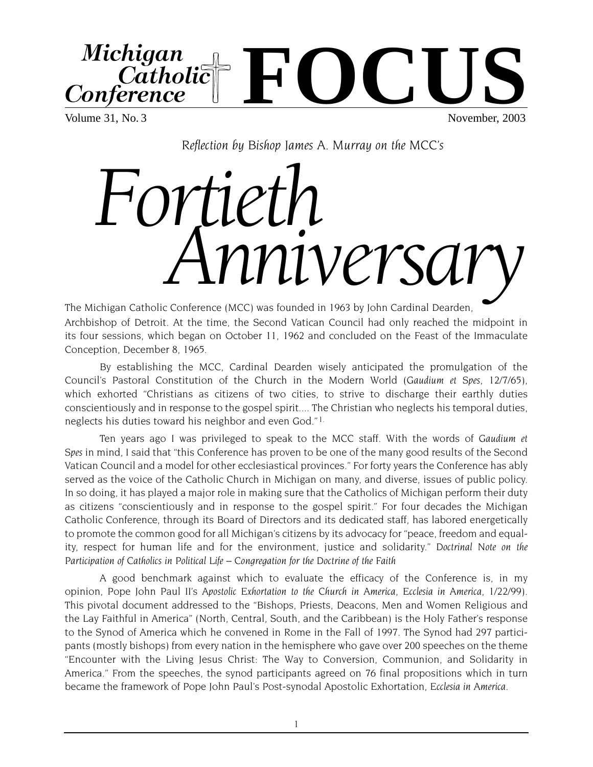# Michigan Catholic Conference FOCUS

Volume 31, No. 3 November, 2003

*Reflection by Bishop James A. Murray on the MCC's*

# *Fortieth Anniversary*

The Michigan Catholic Conference (MCC) was founded in 1963 by John Cardinal Dearden, Archbishop of Detroit. At the time, the Second Vatican Council had only reached the midpoint in its four sessions, which began on October 11, 1962 and concluded on the Feast of the Immaculate Conception, December 8, 1965.

By establishing the MCC, Cardinal Dearden wisely anticipated the promulgation of the Council's Pastoral Constitution of the Church in the Modern World (*Gaudium et Spes*, 12/7/65), which exhorted "Christians as citizens of two cities, to strive to discharge their earthly duties conscientiously and in response to the gospel spirit.... The Christian who neglects his temporal duties, neglects his duties toward his neighbor and even God."[1.]

Ten years ago I was privileged to speak to the MCC staff. With the words of *Gaudium et Spes* in mind, I said that "this Conference has proven to be one of the many good results of the Second Vatican Council and a model for other ecclesiastical provinces." For forty years the Conference has ably served as the voice of the Catholic Church in Michigan on many, and diverse, issues of public policy. In so doing, it has played a major role in making sure that the Catholics of Michigan perform their duty as citizens "conscientiously and in response to the gospel spirit." For four decades the Michigan Catholic Conference, through its Board of Directors and its dedicated staff, has labored energetically to promote the common good for all Michigan's citizens by its advocacy for "peace, freedom and equality, respect for human life and for the environment, justice and solidarity." *Doctrinal Note on the Participation of Catholics in Political Life – Congregation for the Doctrine of the Faith*

A good benchmark against which to evaluate the efficacy of the Conference is, in my opinion, Pope John Paul II's *Apostolic Exhortation to the Church in America*, *Ecclesia in America*, 1/22/99). This pivotal document addressed to the "Bishops, Priests, Deacons, Men and Women Religious and the Lay Faithful in America" (North, Central, South, and the Caribbean) is the Holy Father's response to the Synod of America which he convened in Rome in the Fall of 1997. The Synod had 297 participants (mostly bishops) from every nation in the hemisphere who gave over 200 speeches on the theme "Encounter with the Living Jesus Christ: The Way to Conversion, Communion, and Solidarity in America." From the speeches, the synod participants agreed on 76 final propositions which in turn became the framework of Pope John Paul's Post-synodal Apostolic Exhortation, *Ecclesia in America*.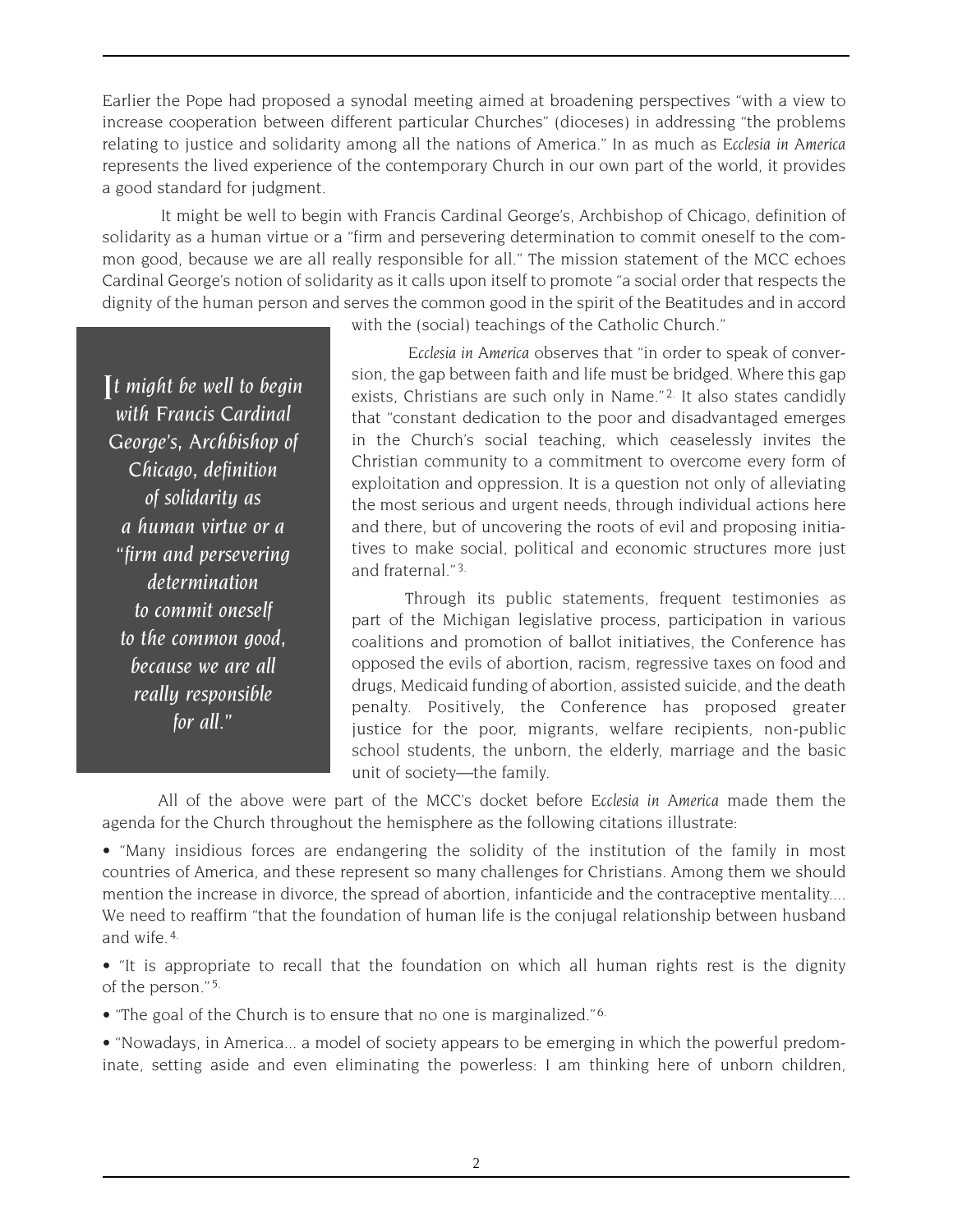Earlier the Pope had proposed a synodal meeting aimed at broadening perspectives "with a view to increase cooperation between different particular Churches" (dioceses) in addressing "the problems relating to justice and solidarity among all the nations of America." In as much as *Ecclesia in America* represents the lived experience of the contemporary Church in our own part of the world, it provides a good standard for judgment.

It might be well to begin with Francis Cardinal George's, Archbishop of Chicago, definition of solidarity as a human virtue or a "firm and persevering determination to commit oneself to the common good, because we are all really responsible for all." The mission statement of the MCC echoes Cardinal George's notion of solidarity as it calls upon itself to promote "a social order that respects the dignity of the human person and serves the common good in the spirit of the Beatitudes and in accord with the (social) teachings of the Catholic Church."

> *It might be well to begin with Francis Cardinal George's, Archbishop of Chicago, definition of solidarity as a human virtue or a "firm and persevering determination to commit oneself to the common good, because we are all really responsible for all."*

*Ecclesia in America* observes that "in order to speak of conversion, the gap between faith and life must be bridged. Where this gap exists, Christians are such only in Name."[2] It also states candidly that "constant dedication to the poor and disadvantaged emerges in the Church's social teaching, which ceaselessly invites the Christian community to a commitment to overcome every form of exploitation and oppression. It is a question not only of alleviating the most serious and urgent needs, through individual actions here and there, but of uncovering the roots of evil and proposing initiatives to make social, political and economic structures more just and fraternal."[3]

Through its public statements, frequent testimonies as part of the Michigan legislative process, participation in various coalitions and promotion of ballot initiatives, the Conference has opposed the evils of abortion, racism, regressive taxes on food and drugs, Medicaid funding of abortion, assisted suicide, and the death penalty. Positively, the Conference has proposed greater justice for the poor, migrants, welfare recipients, non-public school students, the unborn, the elderly, marriage and the basic unit of society—the family.

All of the above were part of the MCC's docket before *Ecclesia in America* made them the agenda for the Church throughout the hemisphere as the following citations illustrate:

- "Many insidious forces are endangering the solidity of the institution of the family in most countries of America, and these represent so many challenges for Christians. Among them we should mention the increase in divorce, the spread of abortion, infanticide and the contraceptive mentality.... We need to reaffirm "that the foundation of human life is the conjugal relationship between husband and wife.[4]
- "It is appropriate to recall that the foundation on which all human rights rest is the dignity of the person."[5]
- "The goal of the Church is to ensure that no one is marginalized."[6]
- "Nowadays, in America... a model of society appears to be emerging in which the powerful predominate, setting aside and even eliminating the powerless: I am thinking here of unborn children,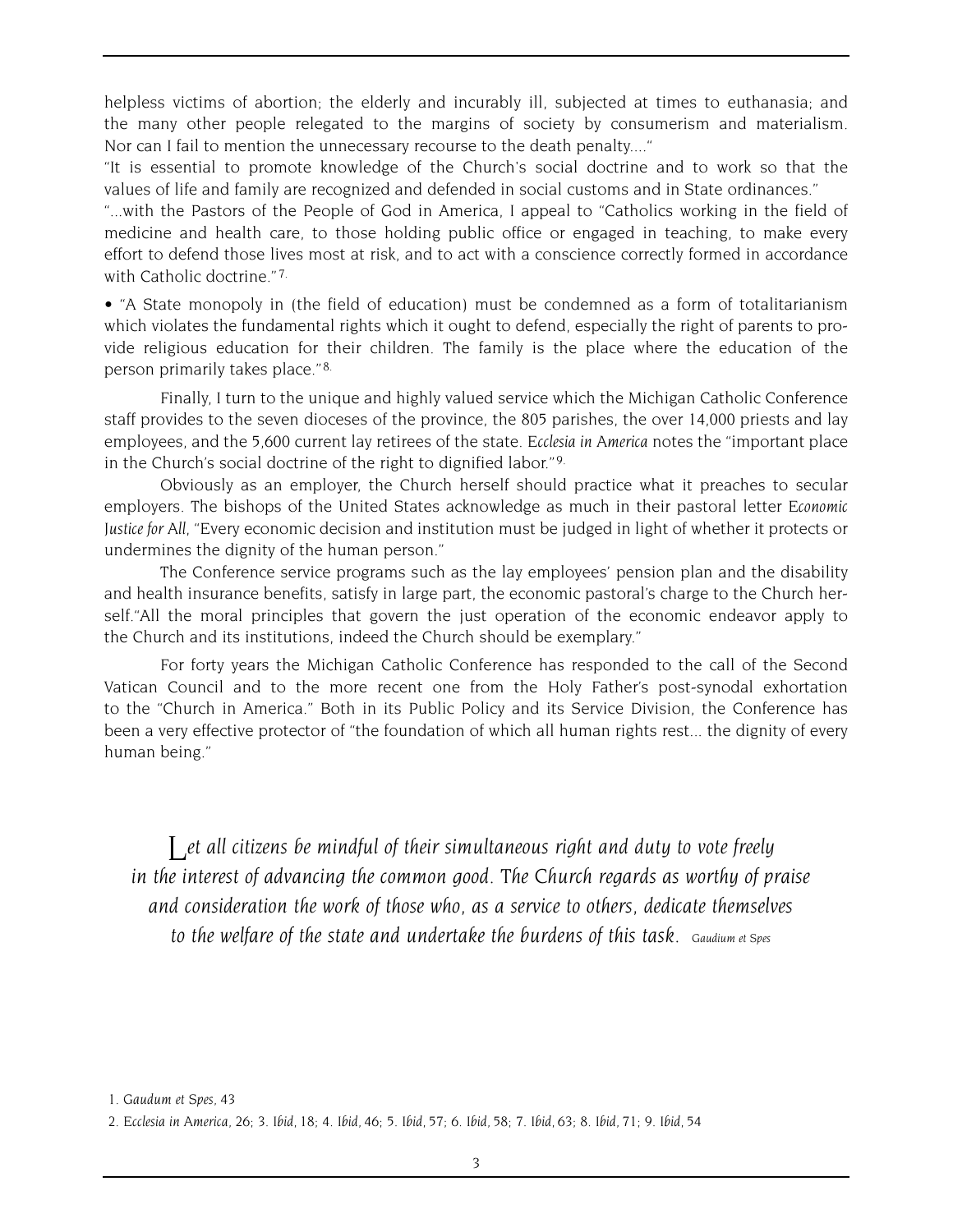helpless victims of abortion; the elderly and incurably ill, subjected at times to euthanasia; and the many other people relegated to the margins of society by consumerism and materialism. Nor can I fail to mention the unnecessary recourse to the death penalty...."

"It is essential to promote knowledge of the Church's social doctrine and to work so that the values of life and family are recognized and defended in social customs and in State ordinances."

"...with the Pastors of the People of God in America, I appeal to "Catholics working in the field of medicine and health care, to those holding public office or engaged in teaching, to make every effort to defend those lives most at risk, and to act with a conscience correctly formed in accordance with Catholic doctrine."[7.]

• "A State monopoly in (the field of education) must be condemned as a form of totalitarianism which violates the fundamental rights which it ought to defend, especially the right of parents to provide religious education for their children. The family is the place where the education of the person primarily takes place."[8.]

Finally, I turn to the unique and highly valued service which the Michigan Catholic Conference staff provides to the seven dioceses of the province, the 805 parishes, the over 14,000 priests and lay employees, and the 5,600 current lay retirees of the state. *Ecclesia in America* notes the "important place in the Church's social doctrine of the right to dignified labor."[9.]

Obviously as an employer, the Church herself should practice what it preaches to secular employers. The bishops of the United States acknowledge as much in their pastoral letter *Economic Justice for All*, "Every economic decision and institution must be judged in light of whether it protects or undermines the dignity of the human person."

The Conference service programs such as the lay employees' pension plan and the disability and health insurance benefits, satisfy in large part, the economic pastoral's charge to the Church herself."All the moral principles that govern the just operation of the economic endeavor apply to the Church and its institutions, indeed the Church should be exemplary."

For forty years the Michigan Catholic Conference has responded to the call of the Second Vatican Council and to the more recent one from the Holy Father's post-synodal exhortation to the "Church in America." Both in its Public Policy and its Service Division, the Conference has been a very effective protector of "the foundation of which all human rights rest... the dignity of every human being."

> *Let all citizens be mindful of their simultaneous right and duty to vote freely in the interest of advancing the common good. The Church regards as worthy of praise and consideration the work of those who, as a service to others, dedicate themselves to the welfare of the state and undertake the burdens of this task.* *Gaudium et Spes*

1. *Gaudum et Spes*, 43

2. *Ecclesia in America*, 26; 3. *Ibid*, 18; 4. *Ibid*, 46; 5. *Ibid*, 57; 6. *Ibid*, 58; 7. *Ibid*, 63; 8. *Ibid*, 71; 9. *Ibid*, 54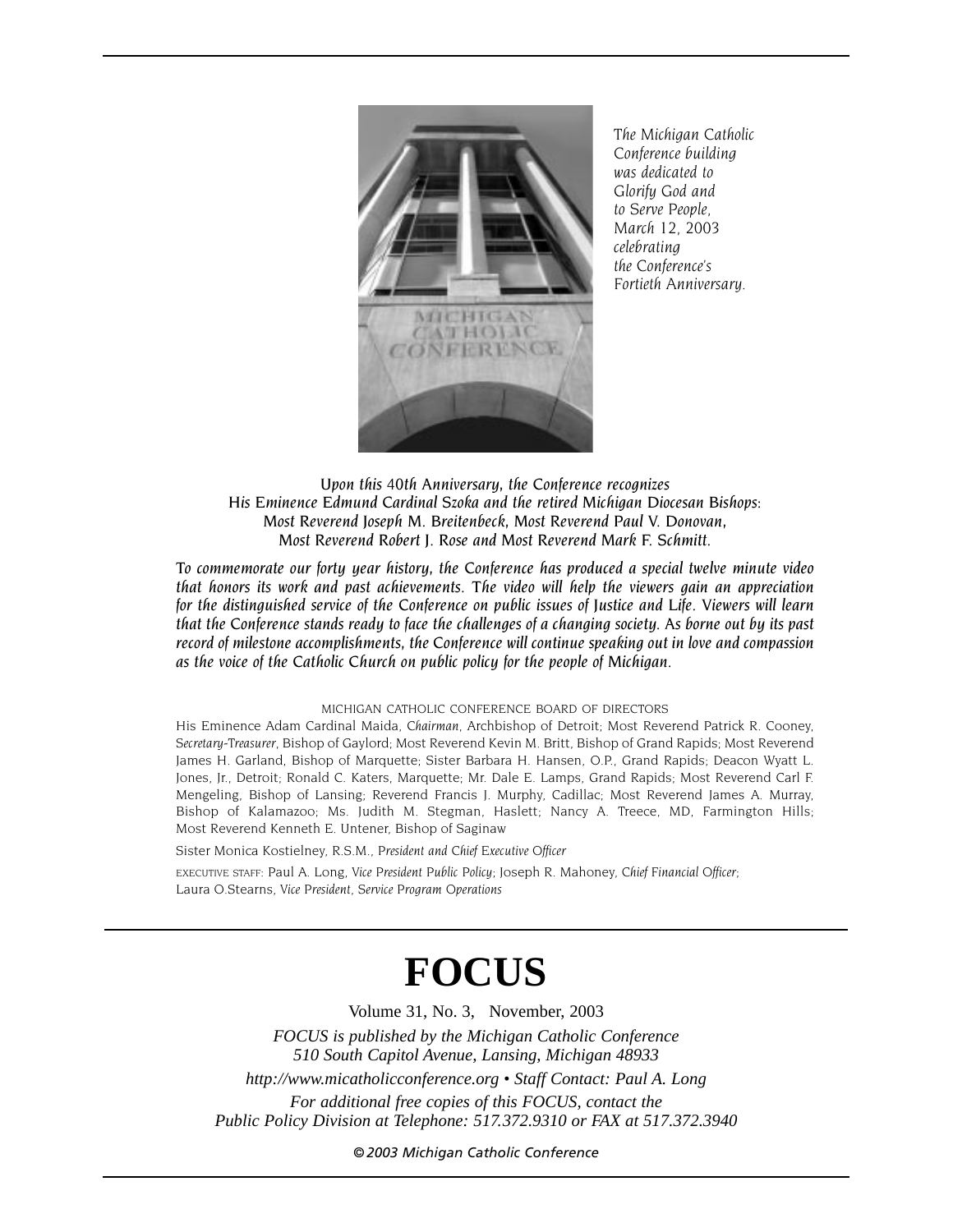*The Michigan Catholic Conference building was dedicated to Glorify God and to Serve People, March 12, 2003 celebrating the Conference's Fortieth Anniversary.*

*Upon this 40th Anniversary, the Conference recognizes His Eminence Edmund Cardinal Szoka and the retired Michigan Diocesan Bishops: Most Reverend Joseph M. Breitenbeck, Most Reverend Paul V. Donovan, Most Reverend Robert J. Rose and Most Reverend Mark F. Schmitt.*

*To commemorate our forty year history, the Conference has produced a special twelve minute video that honors its work and past achievements. The video will help the viewers gain an appreciation for the distinguished service of the Conference on public issues of Justice and Life. Viewers will learn that the Conference stands ready to face the challenges of a changing society. As borne out by its past record of milestone accomplishments, the Conference will continue speaking out in love and compassion as the voice of the Catholic Church on public policy for the people of Michigan.*

MICHIGAN CATHOLIC CONFERENCE BOARD OF DIRECTORS

His Eminence Adam Cardinal Maida, *Chairman*, Archbishop of Detroit; Most Reverend Patrick R. Cooney, *Secretary-Treasurer*, Bishop of Gaylord; Most Reverend Kevin M. Britt, Bishop of Grand Rapids; Most Reverend James H. Garland, Bishop of Marquette; Sister Barbara H. Hansen, O.P., Grand Rapids; Deacon Wyatt L. Jones, Jr., Detroit; Ronald C. Katers, Marquette; Mr. Dale E. Lamps, Grand Rapids; Most Reverend Carl F. Mengeling, Bishop of Lansing; Reverend Francis J. Murphy, Cadillac; Most Reverend James A. Murray, Bishop of Kalamazoo; Ms. Judith M. Stegman, Haslett; Nancy A. Treece, MD, Farmington Hills; Most Reverend Kenneth E. Untener, Bishop of Saginaw

Sister Monica Kostielney, R.S.M., *President and Chief Executive Officer*

EXECUTIVE STAFF: Paul A. Long, *Vice President Public Policy*; Joseph R. Mahoney, *Chief Financial Officer*; Laura O.Stearns, *Vice President, Service Program Operations*

# FOCUS

Volume 31, No. 3, November, 2003

*FOCUS is published by the Michigan Catholic Conference*
*510 South Capitol Avenue, Lansing, Michigan 48933*

*http://www.micatholicconference.org • Staff Contact: Paul A. Long*

*For additional free copies of this FOCUS, contact the Public Policy Division at Telephone: 517.372.9310 or FAX at 517.372.3940*

*© 2003 Michigan Catholic Conference*